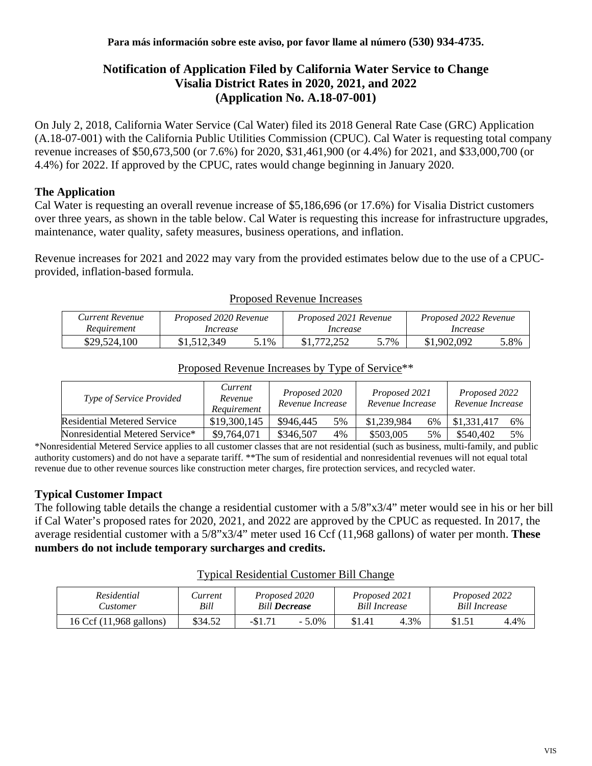**Para más información sobre este aviso, por favor llame al número (530) 934-4735.**

# Notification of Application Filed by California Water Service to Change Visalia District Rates in 2020, 2021, and 2022 (Application No. A.18-07-001)

On July 2, 2018, California Water Service (Cal Water) filed its 2018 General Rate Case (GRC) Application (A.18-07-001) with the California Public Utilities Commission (CPUC). Cal Water is requesting total company revenue increases of $50,673,500 (or 7.6%) for 2020, $31,461,900 (or 4.4%) for 2021, and $33,000,700 (or 4.4%) for 2022. If approved by the CPUC, rates would change beginning in January 2020.

## The Application

Cal Water is requesting an overall revenue increase of $5,186,696 (or 17.6%) for Visalia District customers over three years, as shown in the table below. Cal Water is requesting this increase for infrastructure upgrades, maintenance, water quality, safety measures, business operations, and inflation.

Revenue increases for 2021 and 2022 may vary from the provided estimates below due to the use of a CPUC-provided, inflation-based formula.

Proposed Revenue Increases

| *Current Revenue Requirement* | *Proposed 2020 Revenue Increase* | | *Proposed 2021 Revenue Increase* | | *Proposed 2022 Revenue Increase* | |
|---|---|---|---|---|---|---|
| $29,524,100 | $1,512,349 | 5.1% | $1,772,252 | 5.7% | $1,902,092 | 5.8% |

Proposed Revenue Increases by Type of Service**

| *Type of Service Provided* | *Current Revenue Requirement* | *Proposed 2020 Revenue Increase* | | *Proposed 2021 Revenue Increase* | | *Proposed 2022 Revenue Increase* | |
|---|---|---|---|---|---|---|---|
| Residential Metered Service | $19,300,145 | $946,445 | 5% | $1,239,984 | 6% | $1,331,417 | 6% |
| Nonresidential Metered Service* | $9,764,071 | $346,507 | 4% | $503,005 | 5% | $540,402 | 5% |

*Nonresidential Metered Service applies to all customer classes that are not residential (such as business, multi-family, and public authority customers) and do not have a separate tariff. **The sum of residential and nonresidential revenues will not equal total revenue due to other revenue sources like construction meter charges, fire protection services, and recycled water.

## Typical Customer Impact

The following table details the change a residential customer with a 5/8"x3/4" meter would see in his or her bill if Cal Water's proposed rates for 2020, 2021, and 2022 are approved by the CPUC as requested. In 2017, the average residential customer with a 5/8"x3/4" meter used 16 Ccf (11,968 gallons) of water per month. **These numbers do not include temporary surcharges and credits.**

Typical Residential Customer Bill Change

| *Residential Customer* | *Current Bill* | *Proposed 2020 Bill **Decrease*** | | *Proposed 2021 Bill Increase* | | *Proposed 2022 Bill Increase* | |
|---|---|---|---|---|---|---|---|
| 16 Ccf (11,968 gallons) | $34.52 | -$1.71 | - 5.0% | $1.41 | 4.3% | $1.51 | 4.4% |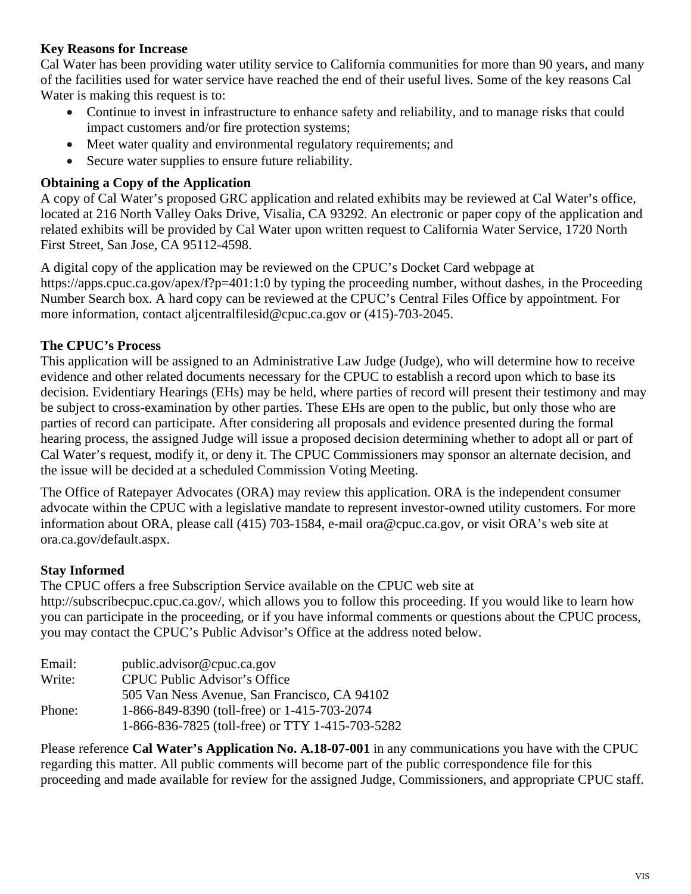**Key Reasons for Increase**

Cal Water has been providing water utility service to California communities for more than 90 years, and many of the facilities used for water service have reached the end of their useful lives. Some of the key reasons Cal Water is making this request is to:

- Continue to invest in infrastructure to enhance safety and reliability, and to manage risks that could impact customers and/or fire protection systems;
- Meet water quality and environmental regulatory requirements; and
- Secure water supplies to ensure future reliability.

**Obtaining a Copy of the Application**

A copy of Cal Water's proposed GRC application and related exhibits may be reviewed at Cal Water's office, located at 216 North Valley Oaks Drive, Visalia, CA 93292. An electronic or paper copy of the application and related exhibits will be provided by Cal Water upon written request to California Water Service, 1720 North First Street, San Jose, CA 95112-4598.

A digital copy of the application may be reviewed on the CPUC's Docket Card webpage at https://apps.cpuc.ca.gov/apex/f?p=401:1:0 by typing the proceeding number, without dashes, in the Proceeding Number Search box. A hard copy can be reviewed at the CPUC's Central Files Office by appointment. For more information, contact aljcentralfilesid@cpuc.ca.gov or (415)-703-2045.

**The CPUC's Process**

This application will be assigned to an Administrative Law Judge (Judge), who will determine how to receive evidence and other related documents necessary for the CPUC to establish a record upon which to base its decision. Evidentiary Hearings (EHs) may be held, where parties of record will present their testimony and may be subject to cross-examination by other parties. These EHs are open to the public, but only those who are parties of record can participate. After considering all proposals and evidence presented during the formal hearing process, the assigned Judge will issue a proposed decision determining whether to adopt all or part of Cal Water's request, modify it, or deny it. The CPUC Commissioners may sponsor an alternate decision, and the issue will be decided at a scheduled Commission Voting Meeting.

The Office of Ratepayer Advocates (ORA) may review this application. ORA is the independent consumer advocate within the CPUC with a legislative mandate to represent investor-owned utility customers. For more information about ORA, please call (415) 703-1584, e-mail ora@cpuc.ca.gov, or visit ORA's web site at ora.ca.gov/default.aspx.

**Stay Informed**

The CPUC offers a free Subscription Service available on the CPUC web site at http://subscribecpuc.cpuc.ca.gov/, which allows you to follow this proceeding. If you would like to learn how you can participate in the proceeding, or if you have informal comments or questions about the CPUC process, you may contact the CPUC's Public Advisor's Office at the address noted below.

| | |
|---|---|
| Email: | public.advisor@cpuc.ca.gov |
| Write: | CPUC Public Advisor's Office<br>505 Van Ness Avenue, San Francisco, CA 94102 |
| Phone: | 1-866-849-8390 (toll-free) or 1-415-703-2074<br>1-866-836-7825 (toll-free) or TTY 1-415-703-5282 |

Please reference **Cal Water's Application No. A.18-07-001** in any communications you have with the CPUC regarding this matter. All public comments will become part of the public correspondence file for this proceeding and made available for review for the assigned Judge, Commissioners, and appropriate CPUC staff.

VIS